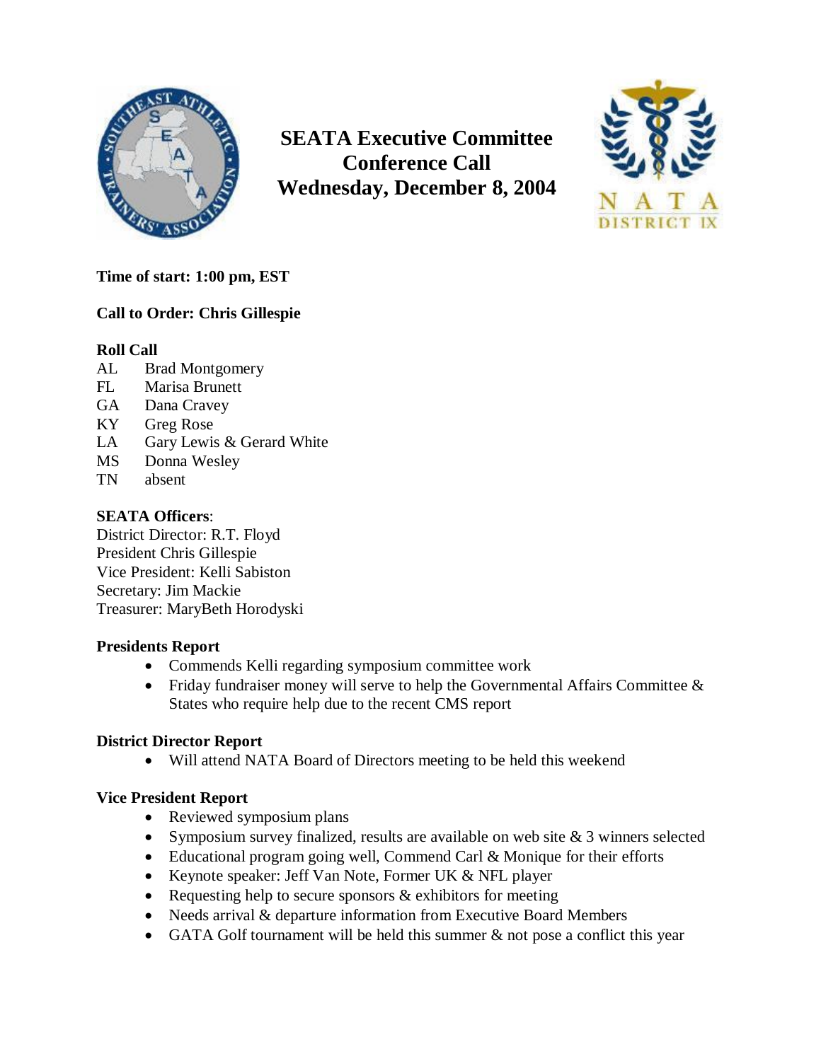# SEATA Executive Committee Conference Call Wednesday, December 8, 2004

**Time of start: 1:00 pm, EST**

**Call to Order: Chris Gillespie**

**Roll Call**

AL Brad Montgomery
FL Marisa Brunett
GA Dana Cravey
KY Greg Rose
LA Gary Lewis & Gerard White
MS Donna Wesley
TN absent

**SEATA Officers**:

District Director: R.T. Floyd
President Chris Gillespie
Vice President: Kelli Sabiston
Secretary: Jim Mackie
Treasurer: MaryBeth Horodyski

**Presidents Report**

- Commends Kelli regarding symposium committee work
- Friday fundraiser money will serve to help the Governmental Affairs Committee & States who require help due to the recent CMS report

**District Director Report**

- Will attend NATA Board of Directors meeting to be held this weekend

**Vice President Report**

- Reviewed symposium plans
- Symposium survey finalized, results are available on web site & 3 winners selected
- Educational program going well, Commend Carl & Monique for their efforts
- Keynote speaker: Jeff Van Note, Former UK & NFL player
- Requesting help to secure sponsors & exhibitors for meeting
- Needs arrival & departure information from Executive Board Members
- GATA Golf tournament will be held this summer & not pose a conflict this year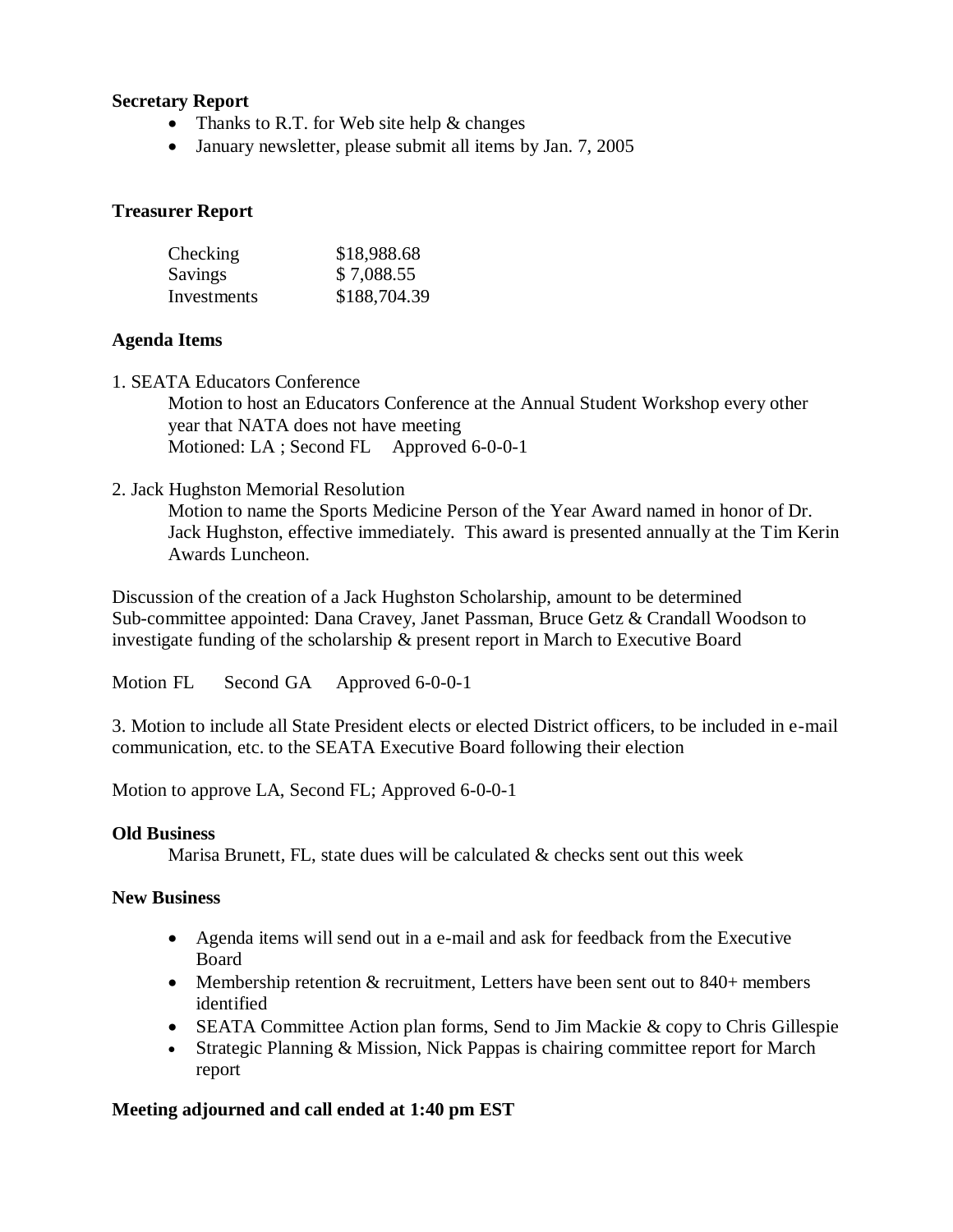**Secretary Report**

- Thanks to R.T. for Web site help & changes
- January newsletter, please submit all items by Jan. 7, 2005

**Treasurer Report**

| | |
|---|---|
| Checking | $18,988.68 |
| Savings | $ 7,088.55 |
| Investments | $188,704.39 |

**Agenda Items**

1. SEATA Educators Conference

    Motion to host an Educators Conference at the Annual Student Workshop every other year that NATA does not have meeting
    Motioned: LA ; Second FL Approved 6-0-0-1

2. Jack Hughston Memorial Resolution

    Motion to name the Sports Medicine Person of the Year Award named in honor of Dr. Jack Hughston, effective immediately. This award is presented annually at the Tim Kerin Awards Luncheon.

Discussion of the creation of a Jack Hughston Scholarship, amount to be determined
Sub-committee appointed: Dana Cravey, Janet Passman, Bruce Getz & Crandall Woodson to investigate funding of the scholarship & present report in March to Executive Board

Motion FL Second GA Approved 6-0-0-1

3. Motion to include all State President elects or elected District officers, to be included in e-mail communication, etc. to the SEATA Executive Board following their election

Motion to approve LA, Second FL; Approved 6-0-0-1

**Old Business**

Marisa Brunett, FL, state dues will be calculated & checks sent out this week

**New Business**

- Agenda items will send out in a e-mail and ask for feedback from the Executive Board
- Membership retention & recruitment, Letters have been sent out to 840+ members identified
- SEATA Committee Action plan forms, Send to Jim Mackie & copy to Chris Gillespie
- Strategic Planning & Mission, Nick Pappas is chairing committee report for March report

**Meeting adjourned and call ended at 1:40 pm EST**